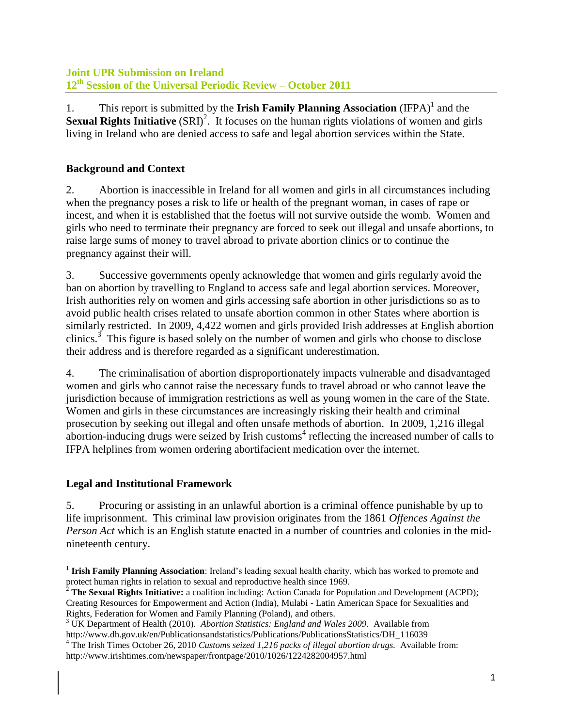**Joint UPR Submission on Ireland**
**12th Session of the Universal Periodic Review – October 2011**

1. This report is submitted by the **Irish Family Planning Association** (IFPA)[1] and the **Sexual Rights Initiative** (SRI)[2]. It focuses on the human rights violations of women and girls living in Ireland who are denied access to safe and legal abortion services within the State.

## Background and Context

2. Abortion is inaccessible in Ireland for all women and girls in all circumstances including when the pregnancy poses a risk to life or health of the pregnant woman, in cases of rape or incest, and when it is established that the foetus will not survive outside the womb. Women and girls who need to terminate their pregnancy are forced to seek out illegal and unsafe abortions, to raise large sums of money to travel abroad to private abortion clinics or to continue the pregnancy against their will.

3. Successive governments openly acknowledge that women and girls regularly avoid the ban on abortion by travelling to England to access safe and legal abortion services. Moreover, Irish authorities rely on women and girls accessing safe abortion in other jurisdictions so as to avoid public health crises related to unsafe abortion common in other States where abortion is similarly restricted. In 2009, 4,422 women and girls provided Irish addresses at English abortion clinics.[3] This figure is based solely on the number of women and girls who choose to disclose their address and is therefore regarded as a significant underestimation.

4. The criminalisation of abortion disproportionately impacts vulnerable and disadvantaged women and girls who cannot raise the necessary funds to travel abroad or who cannot leave the jurisdiction because of immigration restrictions as well as young women in the care of the State. Women and girls in these circumstances are increasingly risking their health and criminal prosecution by seeking out illegal and often unsafe methods of abortion. In 2009, 1,216 illegal abortion-inducing drugs were seized by Irish customs[4] reflecting the increased number of calls to IFPA helplines from women ordering abortifacient medication over the internet.

## Legal and Institutional Framework

5. Procuring or assisting in an unlawful abortion is a criminal offence punishable by up to life imprisonment. This criminal law provision originates from the 1861 *Offences Against the Person Act* which is an English statute enacted in a number of countries and colonies in the mid-nineteenth century.

---

[1] **Irish Family Planning Association**: Ireland's leading sexual health charity, which has worked to promote and protect human rights in relation to sexual and reproductive health since 1969.

[2] **The Sexual Rights Initiative:** a coalition including: Action Canada for Population and Development (ACPD); Creating Resources for Empowerment and Action (India), Mulabi - Latin American Space for Sexualities and Rights, Federation for Women and Family Planning (Poland), and others.

[3] UK Department of Health (2010). *Abortion Statistics: England and Wales 2009*. Available from http://www.dh.gov.uk/en/Publicationsandstatistics/Publications/PublicationsStatistics/DH_116039

[4] The Irish Times October 26, 2010 *Customs seized 1,216 packs of illegal abortion drugs.* Available from: http://www.irishtimes.com/newspaper/frontpage/2010/1026/1224282004957.html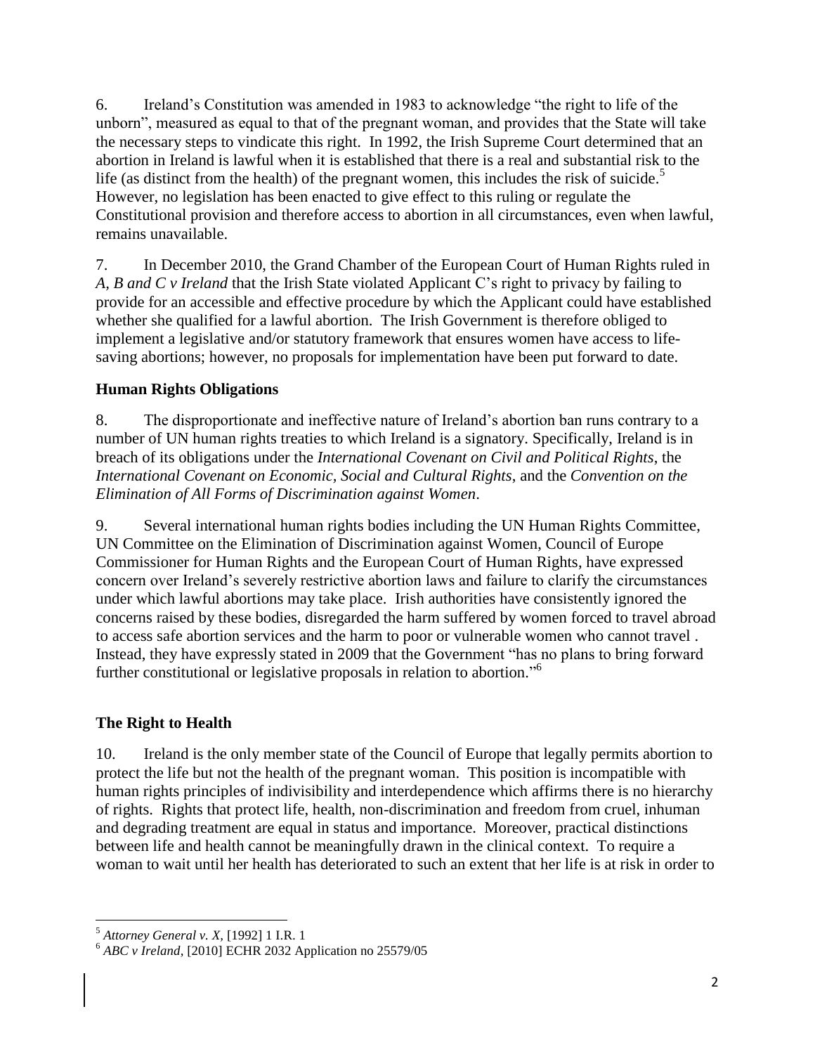6. Ireland's Constitution was amended in 1983 to acknowledge "the right to life of the unborn", measured as equal to that of the pregnant woman, and provides that the State will take the necessary steps to vindicate this right. In 1992, the Irish Supreme Court determined that an abortion in Ireland is lawful when it is established that there is a real and substantial risk to the life (as distinct from the health) of the pregnant women, this includes the risk of suicide.[5] However, no legislation has been enacted to give effect to this ruling or regulate the Constitutional provision and therefore access to abortion in all circumstances, even when lawful, remains unavailable.

7. In December 2010, the Grand Chamber of the European Court of Human Rights ruled in *A, B and C v Ireland* that the Irish State violated Applicant C's right to privacy by failing to provide for an accessible and effective procedure by which the Applicant could have established whether she qualified for a lawful abortion. The Irish Government is therefore obliged to implement a legislative and/or statutory framework that ensures women have access to life-saving abortions; however, no proposals for implementation have been put forward to date.

## Human Rights Obligations

8. The disproportionate and ineffective nature of Ireland's abortion ban runs contrary to a number of UN human rights treaties to which Ireland is a signatory. Specifically, Ireland is in breach of its obligations under the *International Covenant on Civil and Political Rights*, the *International Covenant on Economic, Social and Cultural Rights*, and the *Convention on the Elimination of All Forms of Discrimination against Women*.

9. Several international human rights bodies including the UN Human Rights Committee, UN Committee on the Elimination of Discrimination against Women, Council of Europe Commissioner for Human Rights and the European Court of Human Rights, have expressed concern over Ireland's severely restrictive abortion laws and failure to clarify the circumstances under which lawful abortions may take place. Irish authorities have consistently ignored the concerns raised by these bodies, disregarded the harm suffered by women forced to travel abroad to access safe abortion services and the harm to poor or vulnerable women who cannot travel . Instead, they have expressly stated in 2009 that the Government "has no plans to bring forward further constitutional or legislative proposals in relation to abortion."[6]

## The Right to Health

10. Ireland is the only member state of the Council of Europe that legally permits abortion to protect the life but not the health of the pregnant woman. This position is incompatible with human rights principles of indivisibility and interdependence which affirms there is no hierarchy of rights. Rights that protect life, health, non-discrimination and freedom from cruel, inhuman and degrading treatment are equal in status and importance. Moreover, practical distinctions between life and health cannot be meaningfully drawn in the clinical context. To require a woman to wait until her health has deteriorated to such an extent that her life is at risk in order to

---

[5] *Attorney General v. X,* [1992] 1 I.R. 1

[6] *ABC v Ireland,* [2010] ECHR 2032 Application no 25579/05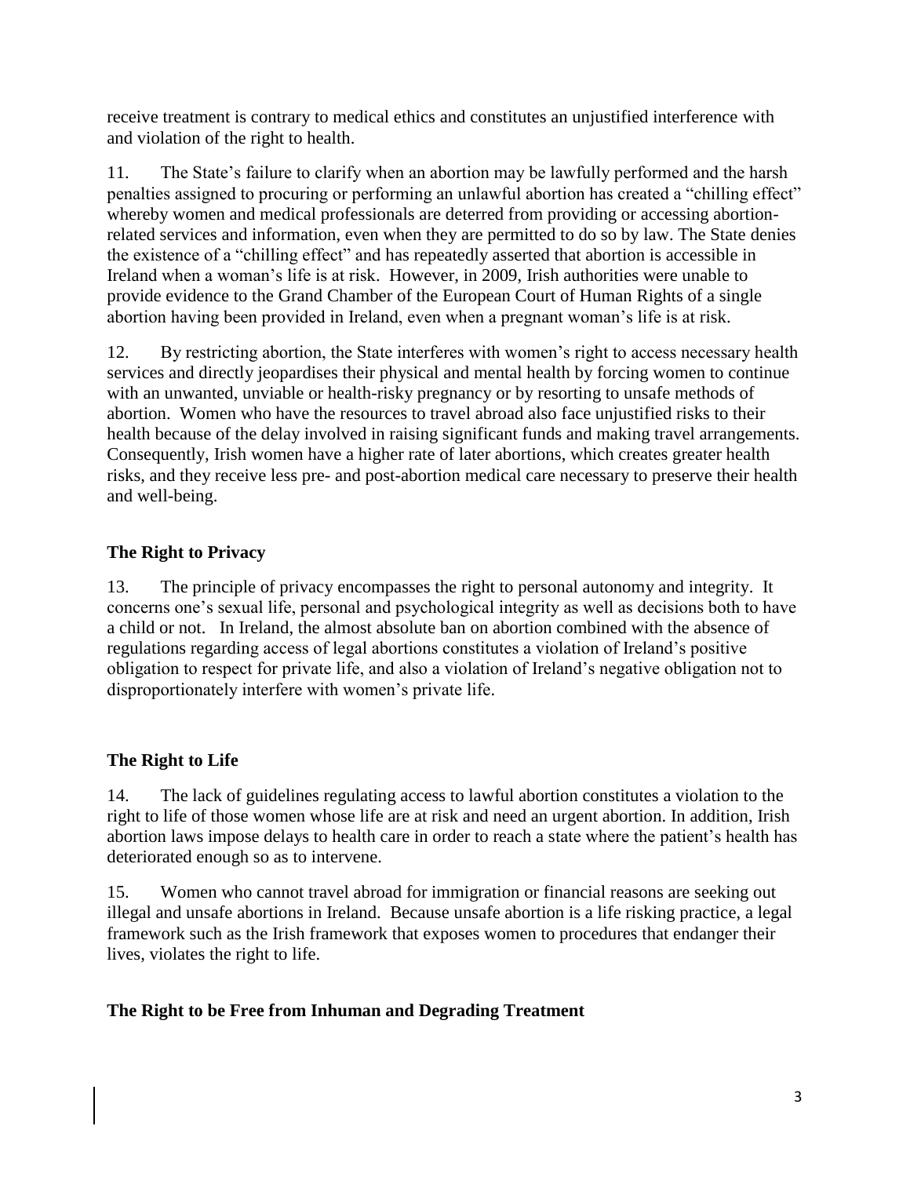receive treatment is contrary to medical ethics and constitutes an unjustified interference with and violation of the right to health.

11. The State's failure to clarify when an abortion may be lawfully performed and the harsh penalties assigned to procuring or performing an unlawful abortion has created a "chilling effect" whereby women and medical professionals are deterred from providing or accessing abortion-related services and information, even when they are permitted to do so by law. The State denies the existence of a "chilling effect" and has repeatedly asserted that abortion is accessible in Ireland when a woman's life is at risk. However, in 2009, Irish authorities were unable to provide evidence to the Grand Chamber of the European Court of Human Rights of a single abortion having been provided in Ireland, even when a pregnant woman's life is at risk.

12. By restricting abortion, the State interferes with women's right to access necessary health services and directly jeopardises their physical and mental health by forcing women to continue with an unwanted, unviable or health-risky pregnancy or by resorting to unsafe methods of abortion. Women who have the resources to travel abroad also face unjustified risks to their health because of the delay involved in raising significant funds and making travel arrangements. Consequently, Irish women have a higher rate of later abortions, which creates greater health risks, and they receive less pre- and post-abortion medical care necessary to preserve their health and well-being.

### The Right to Privacy

13. The principle of privacy encompasses the right to personal autonomy and integrity. It concerns one's sexual life, personal and psychological integrity as well as decisions both to have a child or not. In Ireland, the almost absolute ban on abortion combined with the absence of regulations regarding access of legal abortions constitutes a violation of Ireland's positive obligation to respect for private life, and also a violation of Ireland's negative obligation not to disproportionately interfere with women's private life.

### The Right to Life

14. The lack of guidelines regulating access to lawful abortion constitutes a violation to the right to life of those women whose life are at risk and need an urgent abortion. In addition, Irish abortion laws impose delays to health care in order to reach a state where the patient's health has deteriorated enough so as to intervene.

15. Women who cannot travel abroad for immigration or financial reasons are seeking out illegal and unsafe abortions in Ireland. Because unsafe abortion is a life risking practice, a legal framework such as the Irish framework that exposes women to procedures that endanger their lives, violates the right to life.

### The Right to be Free from Inhuman and Degrading Treatment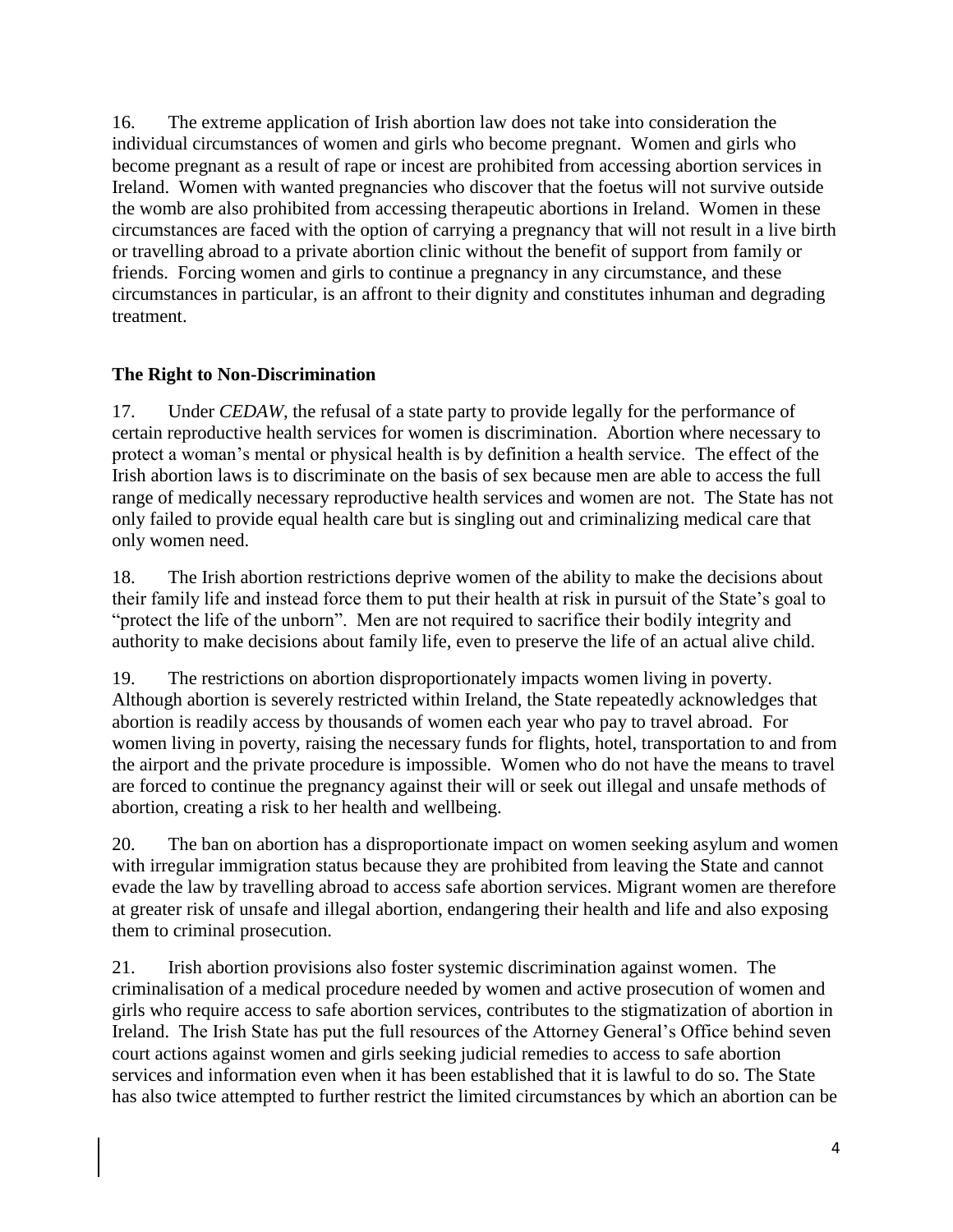16. The extreme application of Irish abortion law does not take into consideration the individual circumstances of women and girls who become pregnant. Women and girls who become pregnant as a result of rape or incest are prohibited from accessing abortion services in Ireland. Women with wanted pregnancies who discover that the foetus will not survive outside the womb are also prohibited from accessing therapeutic abortions in Ireland. Women in these circumstances are faced with the option of carrying a pregnancy that will not result in a live birth or travelling abroad to a private abortion clinic without the benefit of support from family or friends. Forcing women and girls to continue a pregnancy in any circumstance, and these circumstances in particular, is an affront to their dignity and constitutes inhuman and degrading treatment.

**The Right to Non-Discrimination**

17. Under *CEDAW*, the refusal of a state party to provide legally for the performance of certain reproductive health services for women is discrimination. Abortion where necessary to protect a woman's mental or physical health is by definition a health service. The effect of the Irish abortion laws is to discriminate on the basis of sex because men are able to access the full range of medically necessary reproductive health services and women are not. The State has not only failed to provide equal health care but is singling out and criminalizing medical care that only women need.

18. The Irish abortion restrictions deprive women of the ability to make the decisions about their family life and instead force them to put their health at risk in pursuit of the State's goal to "protect the life of the unborn". Men are not required to sacrifice their bodily integrity and authority to make decisions about family life, even to preserve the life of an actual alive child.

19. The restrictions on abortion disproportionately impacts women living in poverty. Although abortion is severely restricted within Ireland, the State repeatedly acknowledges that abortion is readily access by thousands of women each year who pay to travel abroad. For women living in poverty, raising the necessary funds for flights, hotel, transportation to and from the airport and the private procedure is impossible. Women who do not have the means to travel are forced to continue the pregnancy against their will or seek out illegal and unsafe methods of abortion, creating a risk to her health and wellbeing.

20. The ban on abortion has a disproportionate impact on women seeking asylum and women with irregular immigration status because they are prohibited from leaving the State and cannot evade the law by travelling abroad to access safe abortion services. Migrant women are therefore at greater risk of unsafe and illegal abortion, endangering their health and life and also exposing them to criminal prosecution.

21. Irish abortion provisions also foster systemic discrimination against women. The criminalisation of a medical procedure needed by women and active prosecution of women and girls who require access to safe abortion services, contributes to the stigmatization of abortion in Ireland. The Irish State has put the full resources of the Attorney General's Office behind seven court actions against women and girls seeking judicial remedies to access to safe abortion services and information even when it has been established that it is lawful to do so. The State has also twice attempted to further restrict the limited circumstances by which an abortion can be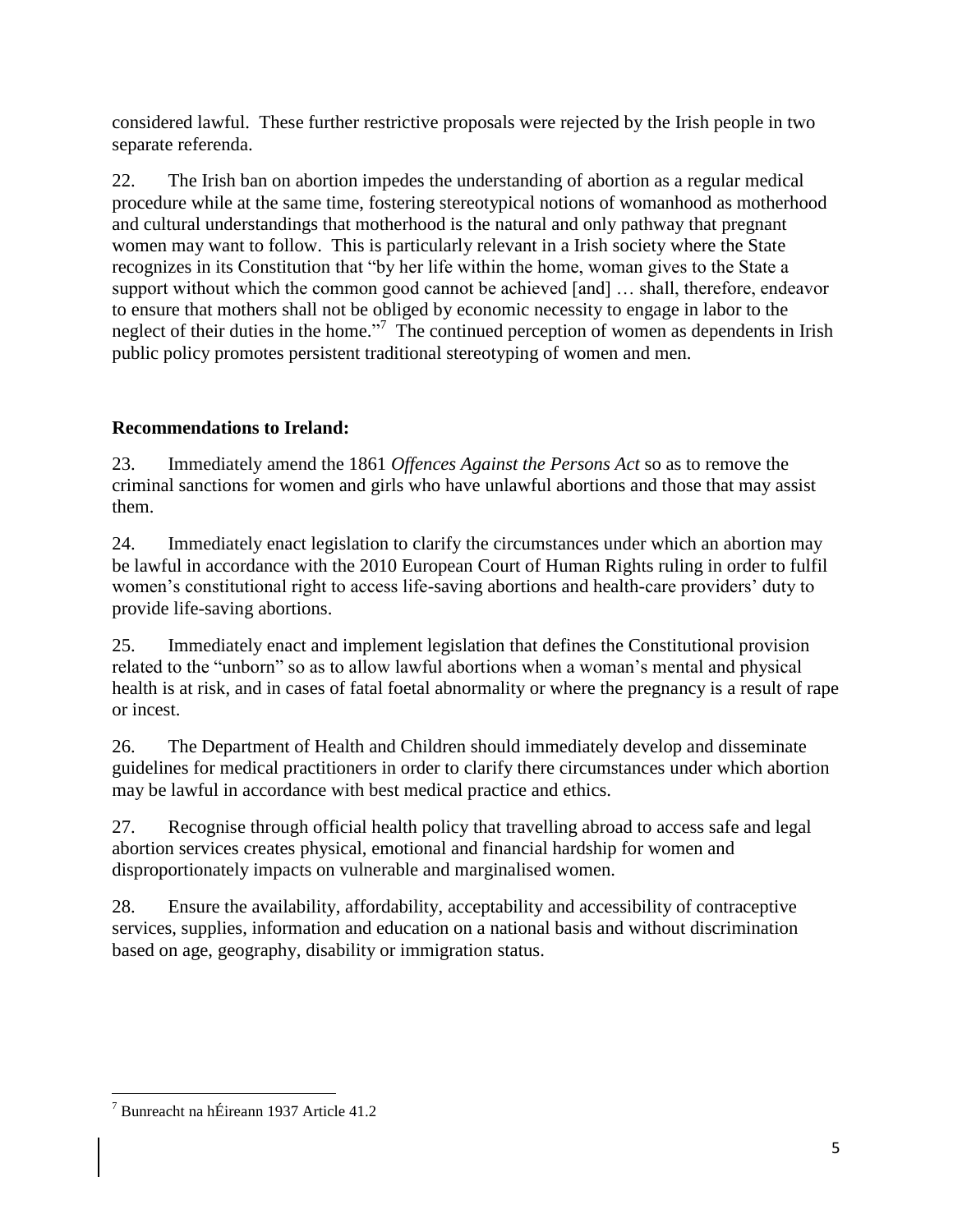considered lawful. These further restrictive proposals were rejected by the Irish people in two separate referenda.

22. The Irish ban on abortion impedes the understanding of abortion as a regular medical procedure while at the same time, fostering stereotypical notions of womanhood as motherhood and cultural understandings that motherhood is the natural and only pathway that pregnant women may want to follow. This is particularly relevant in a Irish society where the State recognizes in its Constitution that "by her life within the home, woman gives to the State a support without which the common good cannot be achieved [and] … shall, therefore, endeavor to ensure that mothers shall not be obliged by economic necessity to engage in labor to the neglect of their duties in the home."[7] The continued perception of women as dependents in Irish public policy promotes persistent traditional stereotyping of women and men.

**Recommendations to Ireland:**

23. Immediately amend the 1861 *Offences Against the Persons Act* so as to remove the criminal sanctions for women and girls who have unlawful abortions and those that may assist them.

24. Immediately enact legislation to clarify the circumstances under which an abortion may be lawful in accordance with the 2010 European Court of Human Rights ruling in order to fulfil women's constitutional right to access life-saving abortions and health-care providers' duty to provide life-saving abortions.

25. Immediately enact and implement legislation that defines the Constitutional provision related to the "unborn" so as to allow lawful abortions when a woman's mental and physical health is at risk, and in cases of fatal foetal abnormality or where the pregnancy is a result of rape or incest.

26. The Department of Health and Children should immediately develop and disseminate guidelines for medical practitioners in order to clarify there circumstances under which abortion may be lawful in accordance with best medical practice and ethics.

27. Recognise through official health policy that travelling abroad to access safe and legal abortion services creates physical, emotional and financial hardship for women and disproportionately impacts on vulnerable and marginalised women.

28. Ensure the availability, affordability, acceptability and accessibility of contraceptive services, supplies, information and education on a national basis and without discrimination based on age, geography, disability or immigration status.

[7] Bunreacht na hÉireann 1937 Article 41.2